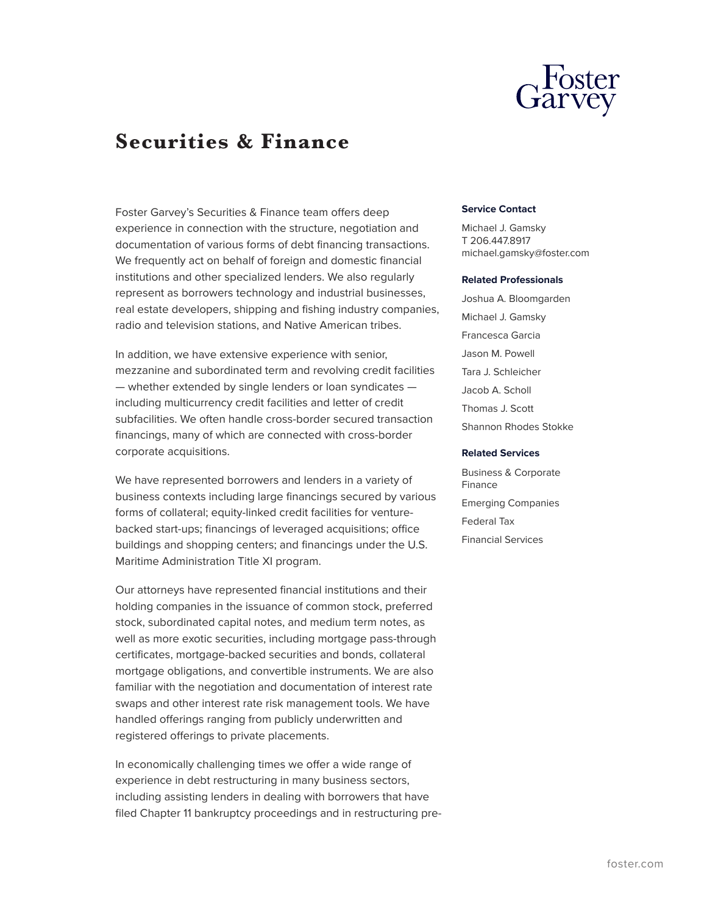# Securities & Finance

Foster Garvey's Securities & Finance team offers deep experience in connection with the structure, negotiation and documentation of various forms of debt financing transactions. We frequently act on behalf of foreign and domestic financial institutions and other specialized lenders. We also regularly represent as borrowers technology and industrial businesses, real estate developers, shipping and fishing industry companies, radio and television stations, and Native American tribes.

In addition, we have extensive experience with senior, mezzanine and subordinated term and revolving credit facilities — whether extended by single lenders or loan syndicates — including multicurrency credit facilities and letter of credit subfacilities. We often handle cross-border secured transaction financings, many of which are connected with cross-border corporate acquisitions.

We have represented borrowers and lenders in a variety of business contexts including large financings secured by various forms of collateral; equity-linked credit facilities for venture-backed start-ups; financings of leveraged acquisitions; office buildings and shopping centers; and financings under the U.S. Maritime Administration Title XI program.

Our attorneys have represented financial institutions and their holding companies in the issuance of common stock, preferred stock, subordinated capital notes, and medium term notes, as well as more exotic securities, including mortgage pass-through certificates, mortgage-backed securities and bonds, collateral mortgage obligations, and convertible instruments. We are also familiar with the negotiation and documentation of interest rate swaps and other interest rate risk management tools. We have handled offerings ranging from publicly underwritten and registered offerings to private placements.

In economically challenging times we offer a wide range of experience in debt restructuring in many business sectors, including assisting lenders in dealing with borrowers that have filed Chapter 11 bankruptcy proceedings and in restructuring pre-

**Service Contact**

Michael J. Gamsky
T 206.447.8917
michael.gamsky@foster.com

**Related Professionals**

- Joshua A. Bloomgarden
- Michael J. Gamsky
- Francesca Garcia
- Jason M. Powell
- Tara J. Schleicher
- Jacob A. Scholl
- Thomas J. Scott
- Shannon Rhodes Stokke

**Related Services**

- Business & Corporate Finance
- Emerging Companies
- Federal Tax
- Financial Services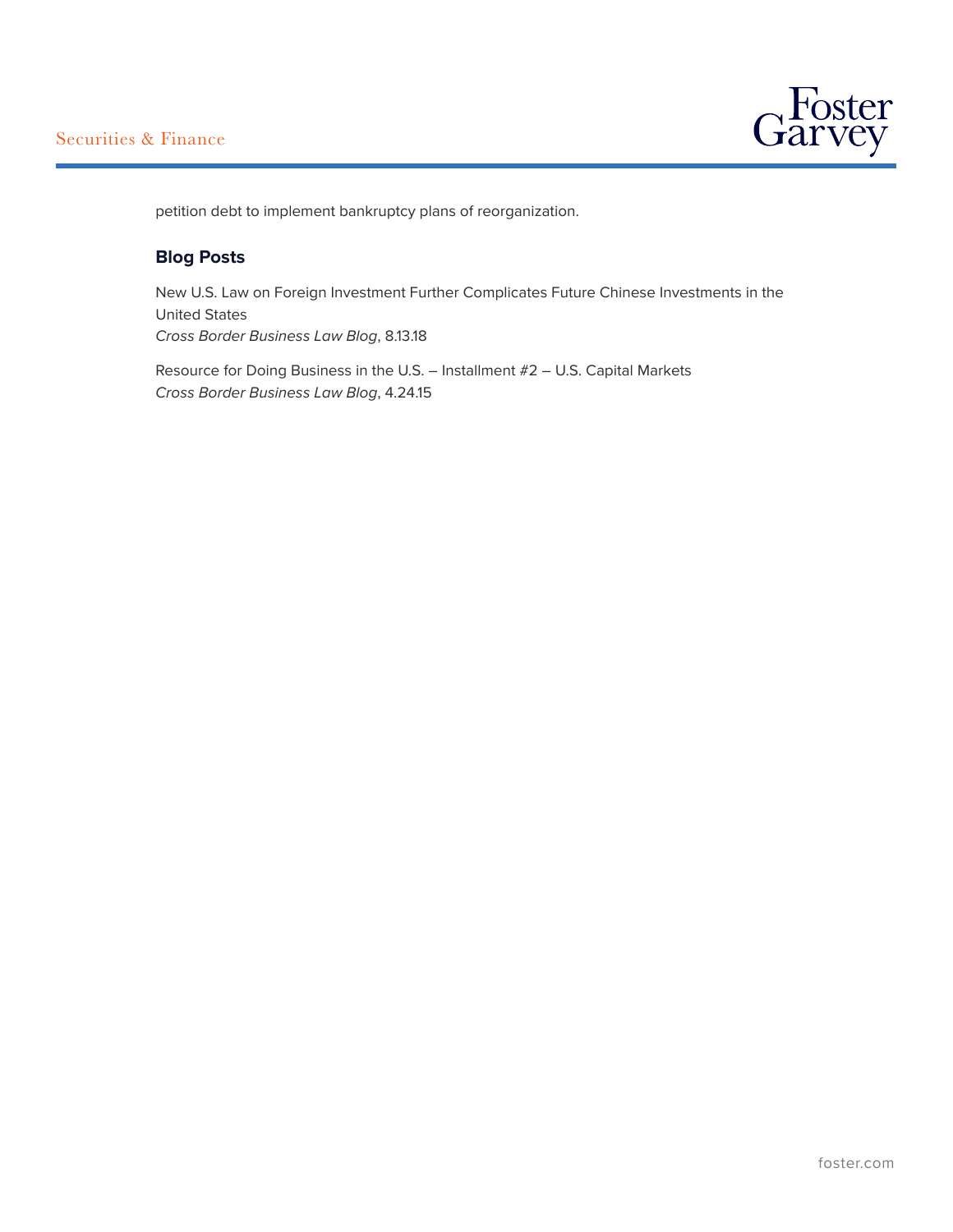petition debt to implement bankruptcy plans of reorganization.

### Blog Posts

New U.S. Law on Foreign Investment Further Complicates Future Chinese Investments in the United States
*Cross Border Business Law Blog*, 8.13.18

Resource for Doing Business in the U.S. – Installment #2 – U.S. Capital Markets
*Cross Border Business Law Blog*, 4.24.15